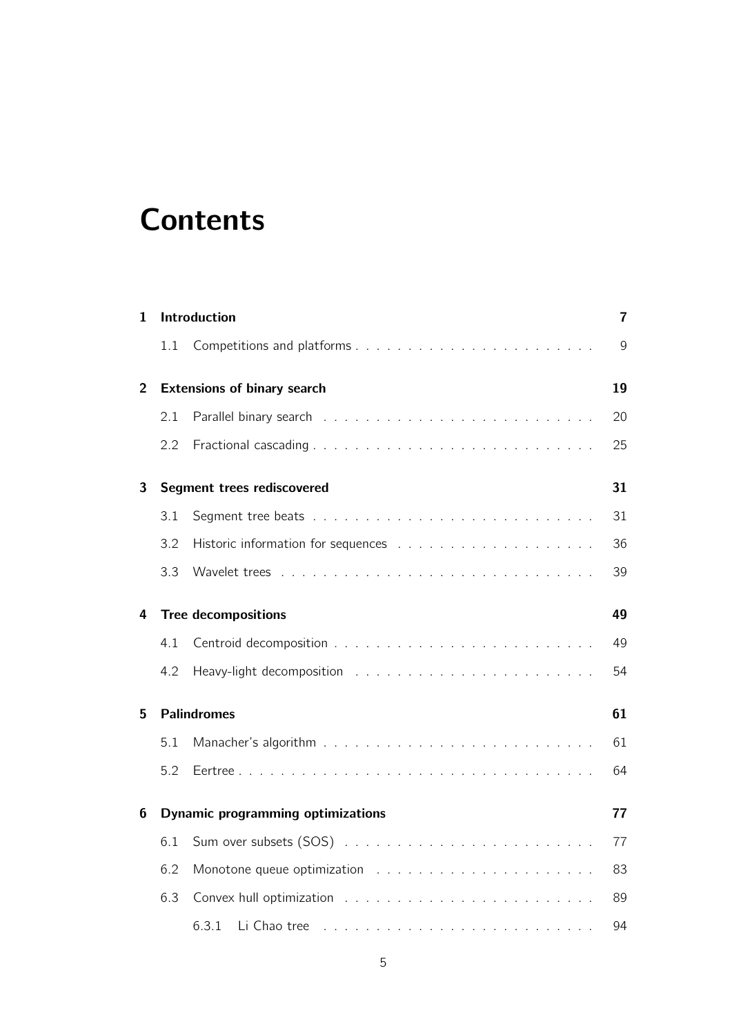# Contents

**1 Introduction** **7**

- 1.1 Competitions and platforms . . . . . . . . . . . . . . . . . . . . . . . 9

**2 Extensions of binary search** **19**

- 2.1 Parallel binary search . . . . . . . . . . . . . . . . . . . . . . . . . . 20
- 2.2 Fractional cascading . . . . . . . . . . . . . . . . . . . . . . . . . . . 25

**3 Segment trees rediscovered** **31**

- 3.1 Segment tree beats . . . . . . . . . . . . . . . . . . . . . . . . . . . 31
- 3.2 Historic information for sequences . . . . . . . . . . . . . . . . . . . 36
- 3.3 Wavelet trees . . . . . . . . . . . . . . . . . . . . . . . . . . . . . . 39

**4 Tree decompositions** **49**

- 4.1 Centroid decomposition . . . . . . . . . . . . . . . . . . . . . . . . . 49
- 4.2 Heavy-light decomposition . . . . . . . . . . . . . . . . . . . . . . . 54

**5 Palindromes** **61**

- 5.1 Manacher's algorithm . . . . . . . . . . . . . . . . . . . . . . . . . . 61
- 5.2 Eertree . . . . . . . . . . . . . . . . . . . . . . . . . . . . . . . . . . 64

**6 Dynamic programming optimizations** **77**

- 6.1 Sum over subsets (SOS) . . . . . . . . . . . . . . . . . . . . . . . . 77
- 6.2 Monotone queue optimization . . . . . . . . . . . . . . . . . . . . . 83
- 6.3 Convex hull optimization . . . . . . . . . . . . . . . . . . . . . . . . 89
  - 6.3.1 Li Chao tree . . . . . . . . . . . . . . . . . . . . . . . . . . 94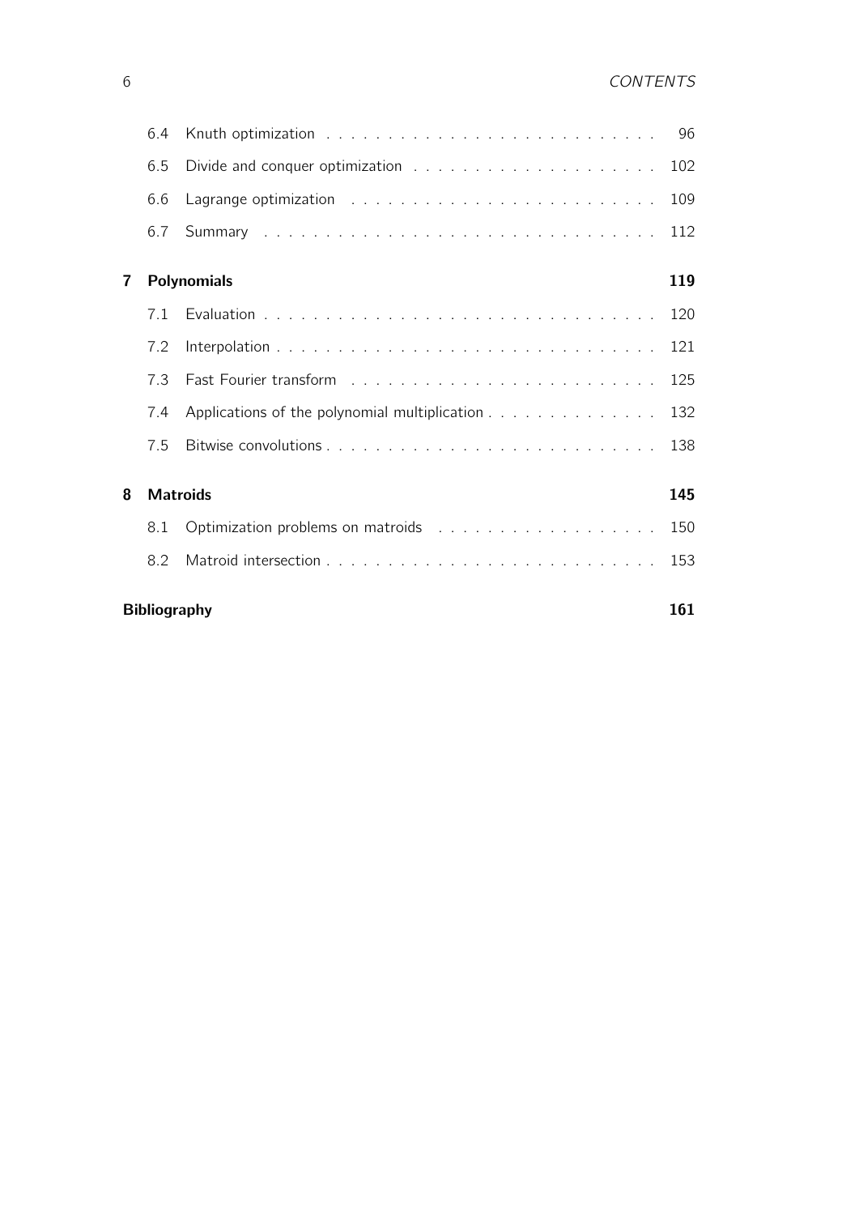- 6.4 Knuth optimization . . . . . . . . . . . . . . . . . . . . . . . . . . . 96
- 6.5 Divide and conquer optimization . . . . . . . . . . . . . . . . . . . . 102
- 6.6 Lagrange optimization . . . . . . . . . . . . . . . . . . . . . . . . . . 109
- 6.7 Summary . . . . . . . . . . . . . . . . . . . . . . . . . . . . . . . . . 112

**7 Polynomials** **119**

- 7.1 Evaluation . . . . . . . . . . . . . . . . . . . . . . . . . . . . . . . . 120
- 7.2 Interpolation . . . . . . . . . . . . . . . . . . . . . . . . . . . . . . . 121
- 7.3 Fast Fourier transform . . . . . . . . . . . . . . . . . . . . . . . . . . 125
- 7.4 Applications of the polynomial multiplication . . . . . . . . . . . . . . 132
- 7.5 Bitwise convolutions . . . . . . . . . . . . . . . . . . . . . . . . . . . 138

**8 Matroids** **145**

- 8.1 Optimization problems on matroids . . . . . . . . . . . . . . . . . . . 150
- 8.2 Matroid intersection . . . . . . . . . . . . . . . . . . . . . . . . . . . 153

**Bibliography** **161**